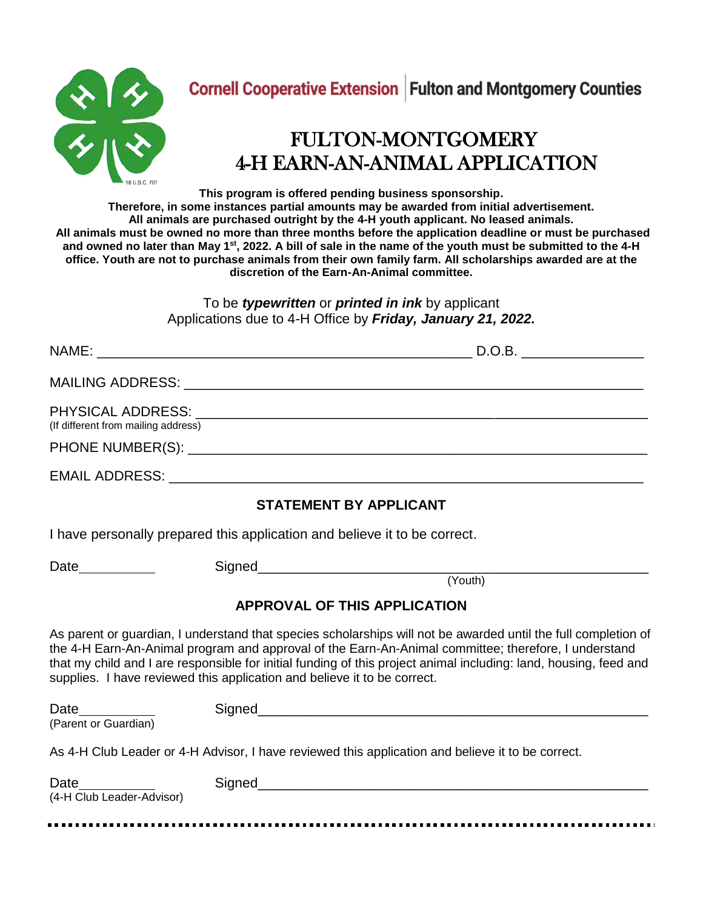Cornell Cooperative Extension | Fulton and Montgomery Counties

# FULTON-MONTGOMERY 4-H EARN-AN-ANIMAL APPLICATION

**This program is offered pending business sponsorship.**
**Therefore, in some instances partial amounts may be awarded from initial advertisement.**
**All animals are purchased outright by the 4-H youth applicant. No leased animals.**
**All animals must be owned no more than three months before the application deadline or must be purchased and owned no later than May 1st, 2022. A bill of sale in the name of the youth must be submitted to the 4-H office. Youth are not to purchase animals from their own family farm. All scholarships awarded are at the discretion of the Earn-An-Animal committee.**

To be ***typewritten*** or ***printed in ink*** by applicant
Applications due to 4-H Office by ***Friday, January 21, 2022.***

NAME: ______________________________________________ D.O.B. ______________

MAILING ADDRESS: ______________________________________________

PHYSICAL ADDRESS: ______________________________________________
(If different from mailing address)

PHONE NUMBER(S): ______________________________________________

EMAIL ADDRESS: ______________________________________________

### STATEMENT BY APPLICANT

I have personally prepared this application and believe it to be correct.

Date__________ Signed______________________________________________
(Youth)

### APPROVAL OF THIS APPLICATION

As parent or guardian, I understand that species scholarships will not be awarded until the full completion of the 4-H Earn-An-Animal program and approval of the Earn-An-Animal committee; therefore, I understand that my child and I are responsible for initial funding of this project animal including: land, housing, feed and supplies. I have reviewed this application and believe it to be correct.

Date__________ Signed______________________________________________
(Parent or Guardian)

As 4-H Club Leader or 4-H Advisor, I have reviewed this application and believe it to be correct.

Date__________ Signed______________________________________________
(4-H Club Leader-Advisor)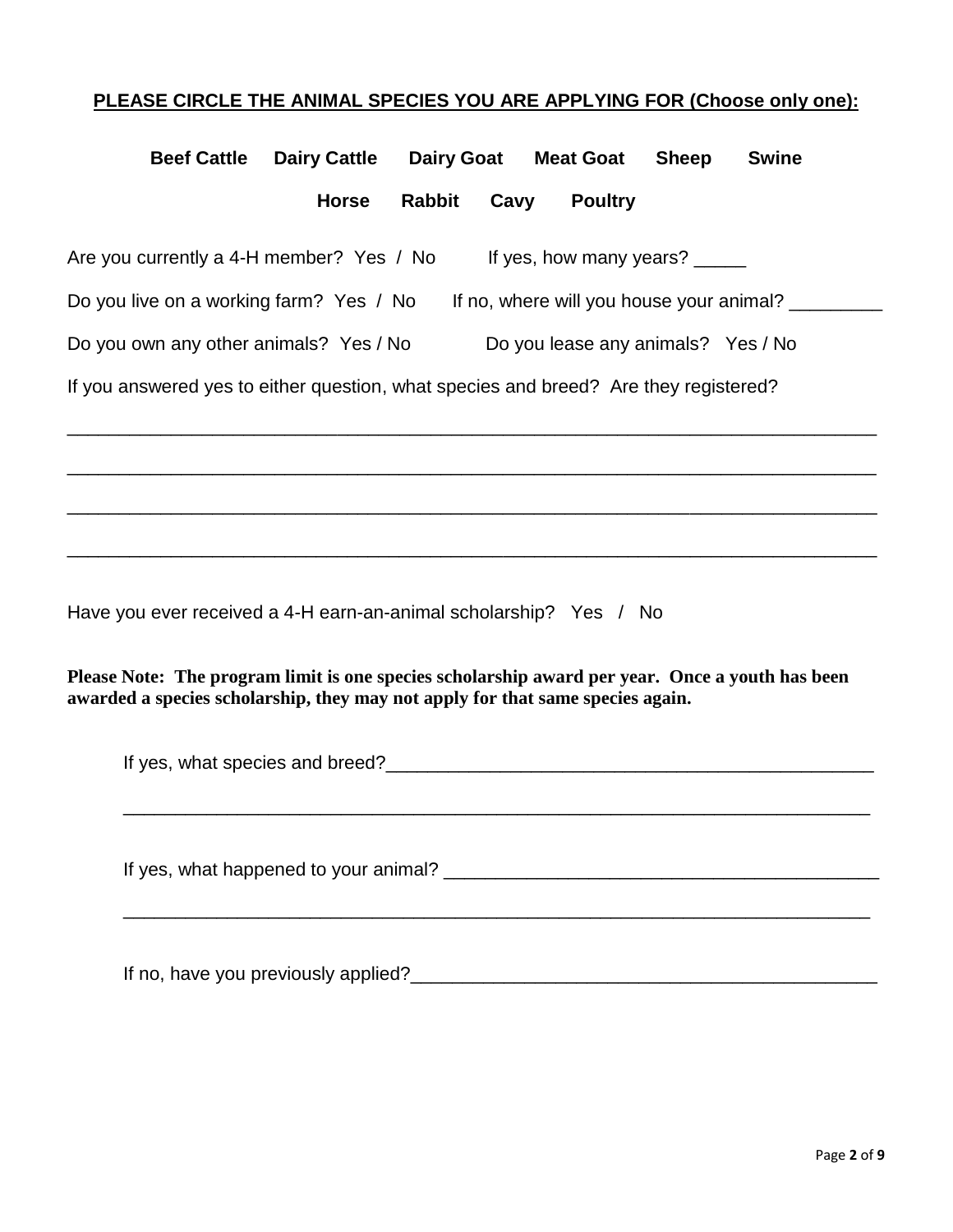**PLEASE CIRCLE THE ANIMAL SPECIES YOU ARE APPLYING FOR (Choose only one):**

**Beef Cattle  Dairy Cattle  Dairy Goat  Meat Goat  Sheep  Swine**

**Horse  Rabbit  Cavy  Poultry**

Are you currently a 4-H member? Yes / No  If yes, how many years? _____

Do you live on a working farm? Yes / No  If no, where will you house your animal? _________

Do you own any other animals? Yes / No  Do you lease any animals? Yes / No

If you answered yes to either question, what species and breed? Are they registered?

_______________________________________________________________________________

_______________________________________________________________________________

_______________________________________________________________________________

_______________________________________________________________________________

Have you ever received a 4-H earn-an-animal scholarship? Yes / No

**Please Note: The program limit is one species scholarship award per year. Once a youth has been awarded a species scholarship, they may not apply for that same species again.**

If yes, what species and breed?__________________________________________________

_____________________________________________________________________________

If yes, what happened to your animal? ____________________________________________

_____________________________________________________________________________

If no, have you previously applied?_______________________________________________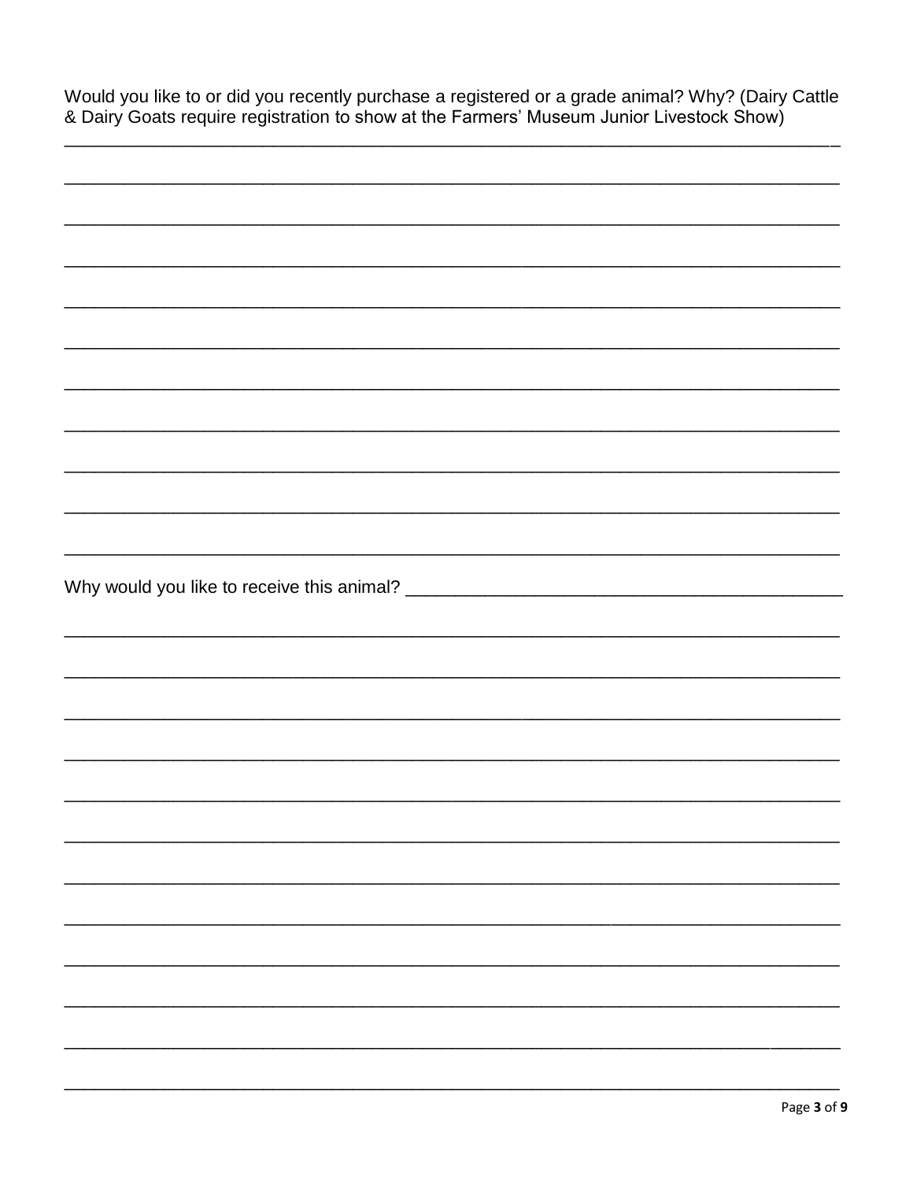Would you like to or did you recently purchase a registered or a grade animal? Why? (Dairy Cattle & Dairy Goats require registration to show at the Farmers' Museum Junior Livestock Show)

______________________________________________________________________________

______________________________________________________________________________

______________________________________________________________________________

______________________________________________________________________________

______________________________________________________________________________

______________________________________________________________________________

______________________________________________________________________________

______________________________________________________________________________

______________________________________________________________________________

______________________________________________________________________________

______________________________________________________________________________

Why would you like to receive this animal? ____________________________________

______________________________________________________________________________

______________________________________________________________________________

______________________________________________________________________________

______________________________________________________________________________

______________________________________________________________________________

______________________________________________________________________________

______________________________________________________________________________

______________________________________________________________________________

______________________________________________________________________________

______________________________________________________________________________

______________________________________________________________________________

______________________________________________________________________________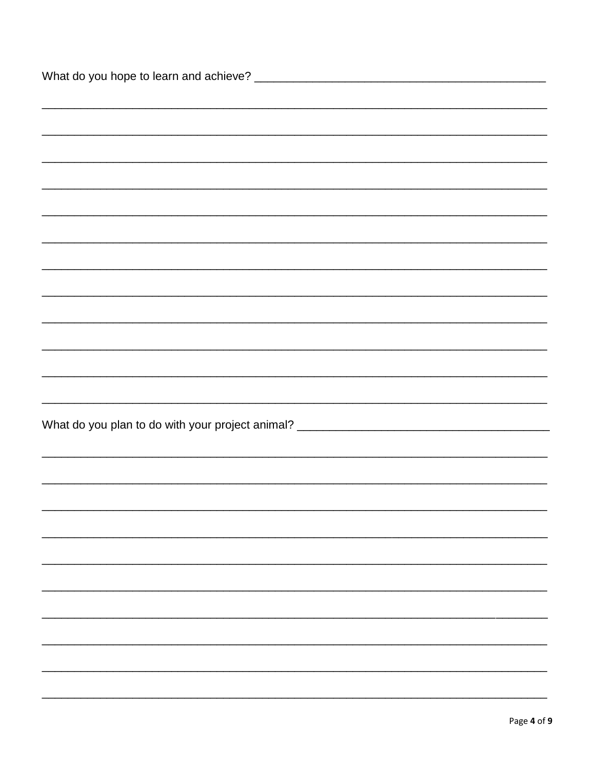What do you hope to learn and achieve? ___________________________________________

___________________________________________________________________________

___________________________________________________________________________

___________________________________________________________________________

___________________________________________________________________________

___________________________________________________________________________

___________________________________________________________________________

___________________________________________________________________________

___________________________________________________________________________

___________________________________________________________________________

___________________________________________________________________________

___________________________________________________________________________

___________________________________________________________________________

What do you plan to do with your project animal? ____________________________________

___________________________________________________________________________

___________________________________________________________________________

___________________________________________________________________________

___________________________________________________________________________

___________________________________________________________________________

___________________________________________________________________________

___________________________________________________________________________

___________________________________________________________________________

___________________________________________________________________________

___________________________________________________________________________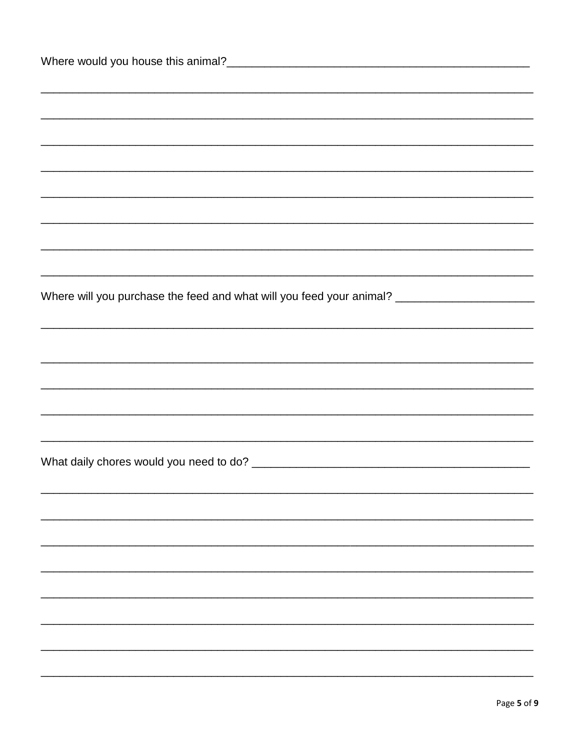Where would you house this animal?________________________________________________

_____________________________________________________________________________

_____________________________________________________________________________

_____________________________________________________________________________

_____________________________________________________________________________

_____________________________________________________________________________

_____________________________________________________________________________

_____________________________________________________________________________

_____________________________________________________________________________

Where will you purchase the feed and what will you feed your animal? _____________________

_____________________________________________________________________________

_____________________________________________________________________________

_____________________________________________________________________________

_____________________________________________________________________________

_____________________________________________________________________________

What daily chores would you need to do? ____________________________________________

_____________________________________________________________________________

_____________________________________________________________________________

_____________________________________________________________________________

_____________________________________________________________________________

_____________________________________________________________________________

_____________________________________________________________________________

_____________________________________________________________________________

_____________________________________________________________________________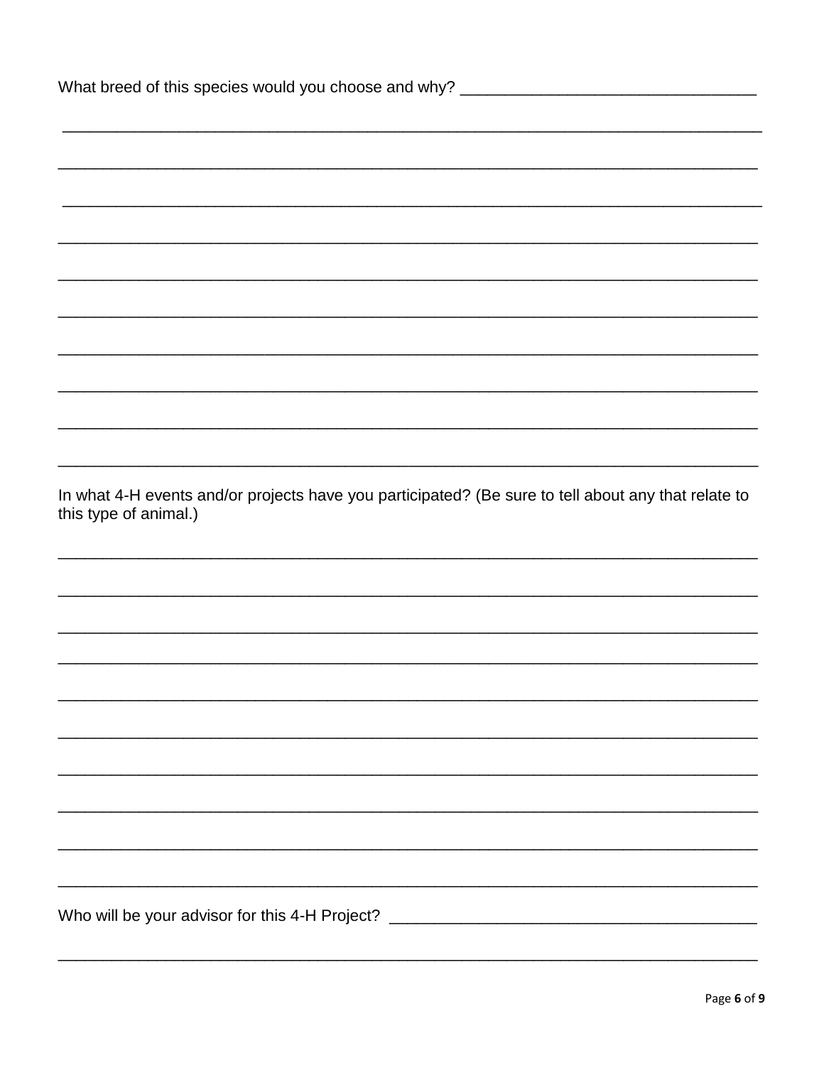What breed of this species would you choose and why? ________________________________

________________________________________________________________________________

________________________________________________________________________________

________________________________________________________________________________

________________________________________________________________________________

________________________________________________________________________________

________________________________________________________________________________

________________________________________________________________________________

________________________________________________________________________________

________________________________________________________________________________

________________________________________________________________________________

In what 4-H events and/or projects have you participated? (Be sure to tell about any that relate to this type of animal.)

________________________________________________________________________________

________________________________________________________________________________

________________________________________________________________________________

________________________________________________________________________________

________________________________________________________________________________

________________________________________________________________________________

________________________________________________________________________________

________________________________________________________________________________

________________________________________________________________________________

________________________________________________________________________________

Who will be your advisor for this 4-H Project? ________________________________________

________________________________________________________________________________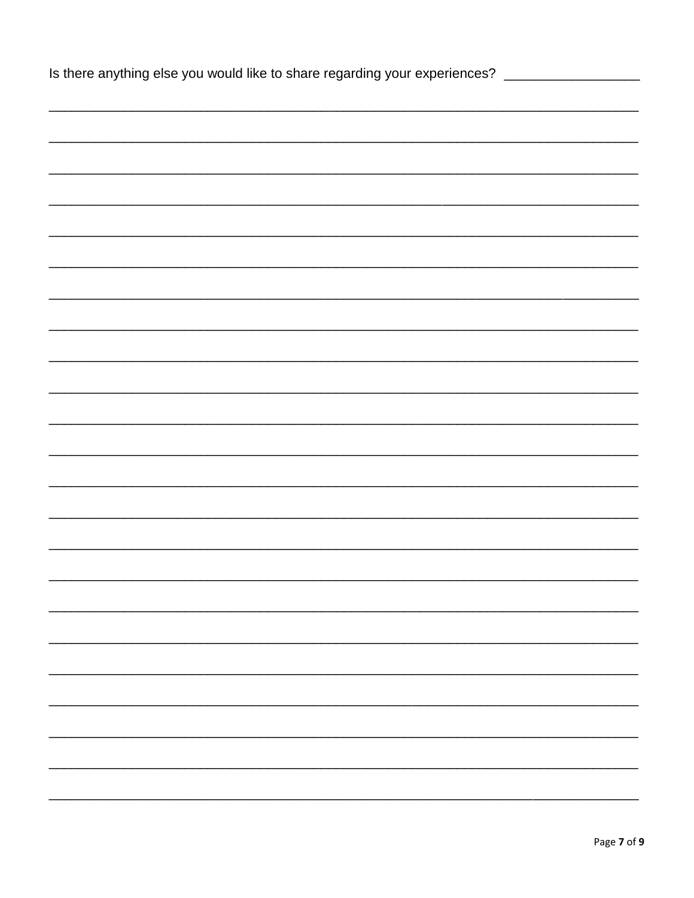Is there anything else you would like to share regarding your experiences? _________________

_______________________________________________________________________________

_______________________________________________________________________________

_______________________________________________________________________________

_______________________________________________________________________________

_______________________________________________________________________________

_______________________________________________________________________________

_______________________________________________________________________________

_______________________________________________________________________________

_______________________________________________________________________________

_______________________________________________________________________________

_______________________________________________________________________________

_______________________________________________________________________________

_______________________________________________________________________________

_______________________________________________________________________________

_______________________________________________________________________________

_______________________________________________________________________________

_______________________________________________________________________________

_______________________________________________________________________________

_______________________________________________________________________________

_______________________________________________________________________________

_______________________________________________________________________________

_______________________________________________________________________________

_______________________________________________________________________________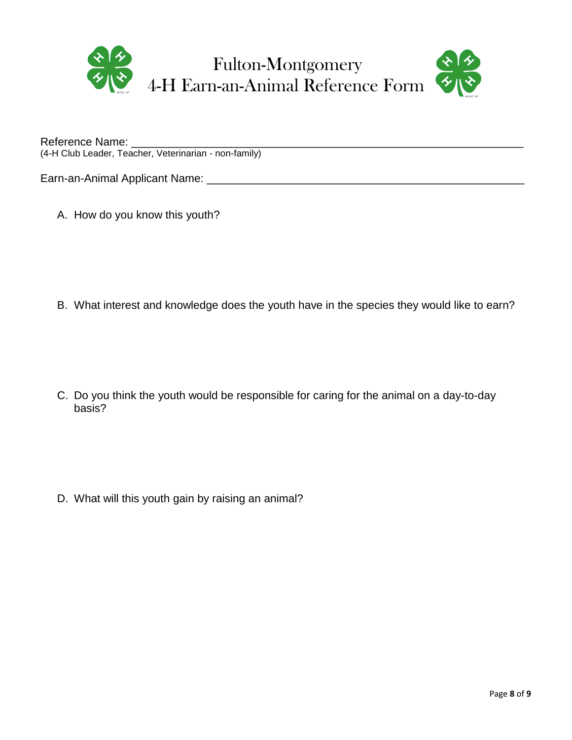# Fulton-Montgomery
# 4-H Earn-an-Animal Reference Form

Reference Name: ___________________________________________________________________
(4-H Club Leader, Teacher, Veterinarian - non-family)

Earn-an-Animal Applicant Name: ____________________________________________________

A. How do you know this youth?

B. What interest and knowledge does the youth have in the species they would like to earn?

C. Do you think the youth would be responsible for caring for the animal on a day-to-day basis?

D. What will this youth gain by raising an animal?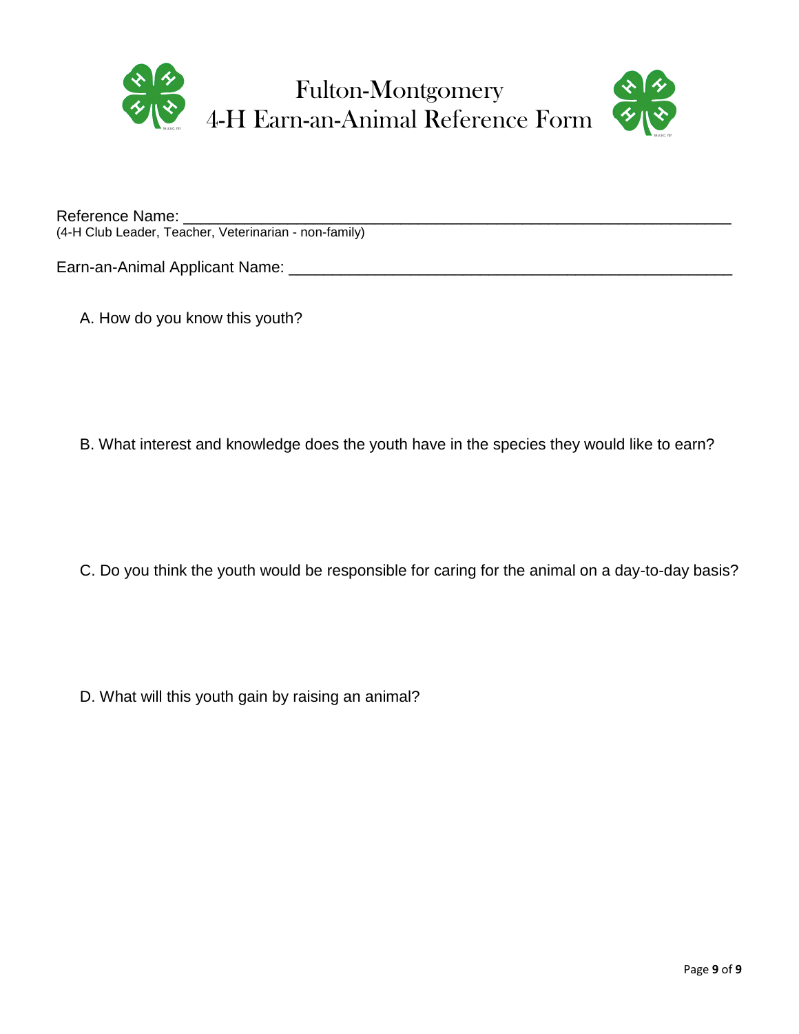# Fulton-Montgomery
# 4-H Earn-an-Animal Reference Form

Reference Name: ___________________________________________________________________
(4-H Club Leader, Teacher, Veterinarian - non-family)

Earn-an-Animal Applicant Name: ____________________________________________________

A. How do you know this youth?

B. What interest and knowledge does the youth have in the species they would like to earn?

C. Do you think the youth would be responsible for caring for the animal on a day-to-day basis?

D. What will this youth gain by raising an animal?